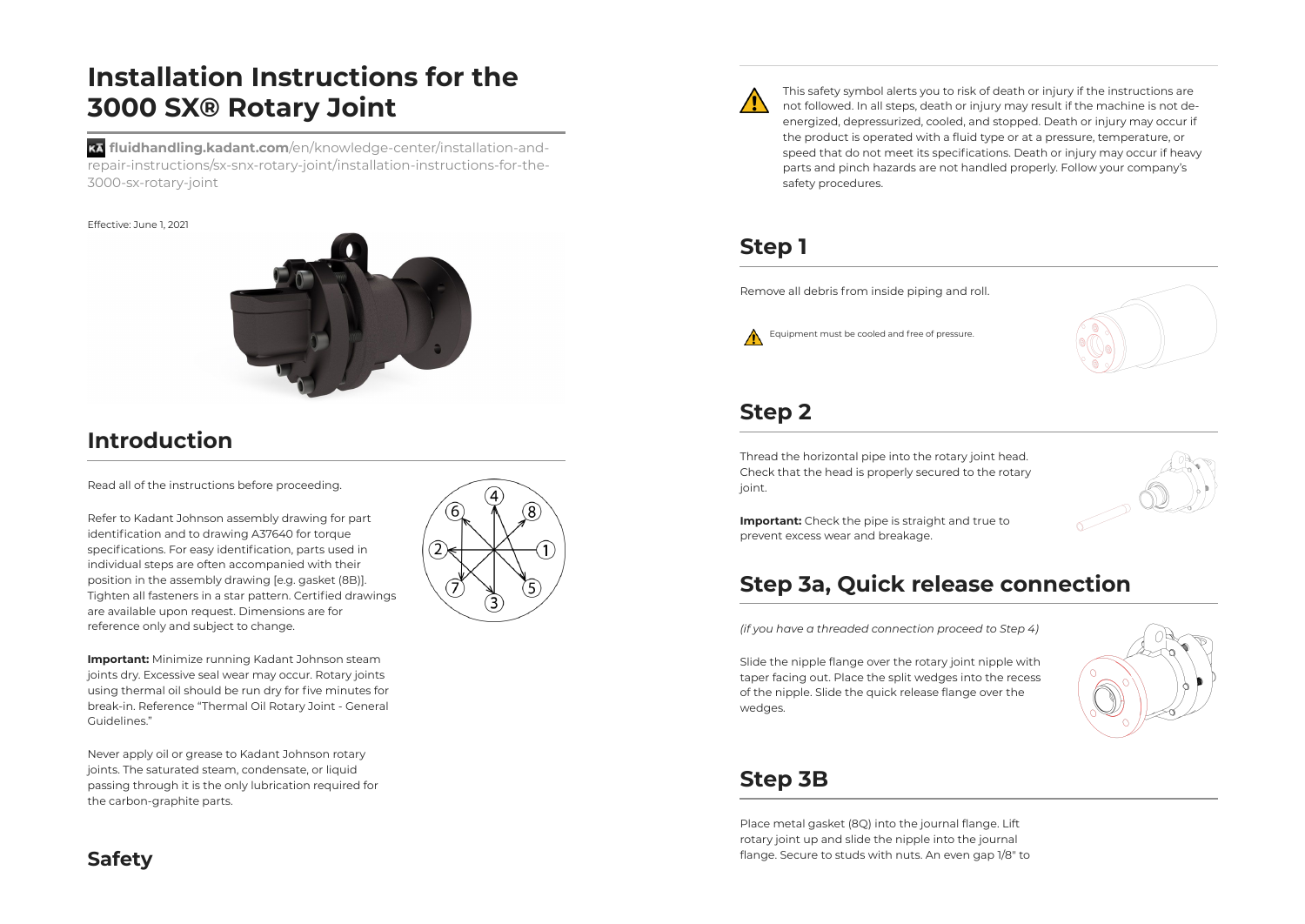# Installation Instructions for the 3000 SX® Rotary Joint

**fluidhandling.kadant.com**/en/knowledge-center/installation-and-repair-instructions/sx-snx-rotary-joint/installation-instructions-for-the-3000-sx-rotary-joint

Effective: June 1, 2021

## Introduction

Read all of the instructions before proceeding.

Refer to Kadant Johnson assembly drawing for part identification and to drawing A37640 for torque specifications. For easy identification, parts used in individual steps are often accompanied with their position in the assembly drawing [e.g. gasket (8B)]. Tighten all fasteners in a star pattern. Certified drawings are available upon request. Dimensions are for reference only and subject to change.

**Important:** Minimize running Kadant Johnson steam joints dry. Excessive seal wear may occur. Rotary joints using thermal oil should be run dry for five minutes for break-in. Reference "Thermal Oil Rotary Joint - General Guidelines."

Never apply oil or grease to Kadant Johnson rotary joints. The saturated steam, condensate, or liquid passing through it is the only lubrication required for the carbon-graphite parts.

## Safety

This safety symbol alerts you to risk of death or injury if the instructions are not followed. In all steps, death or injury may result if the machine is not de-energized, depressurized, cooled, and stopped. Death or injury may occur if the product is operated with a fluid type or at a pressure, temperature, or speed that do not meet its specifications. Death or injury may occur if heavy parts and pinch hazards are not handled properly. Follow your company's safety procedures.

## Step 1

Remove all debris from inside piping and roll.

Equipment must be cooled and free of pressure.

## Step 2

Thread the horizontal pipe into the rotary joint head. Check that the head is properly secured to the rotary joint.

**Important:** Check the pipe is straight and true to prevent excess wear and breakage.

## Step 3a, Quick release connection

*(if you have a threaded connection proceed to Step 4)*

Slide the nipple flange over the rotary joint nipple with taper facing out. Place the split wedges into the recess of the nipple. Slide the quick release flange over the wedges.

## Step 3B

Place metal gasket (8Q) into the journal flange. Lift rotary joint up and slide the nipple into the journal flange. Secure to studs with nuts. An even gap 1/8" to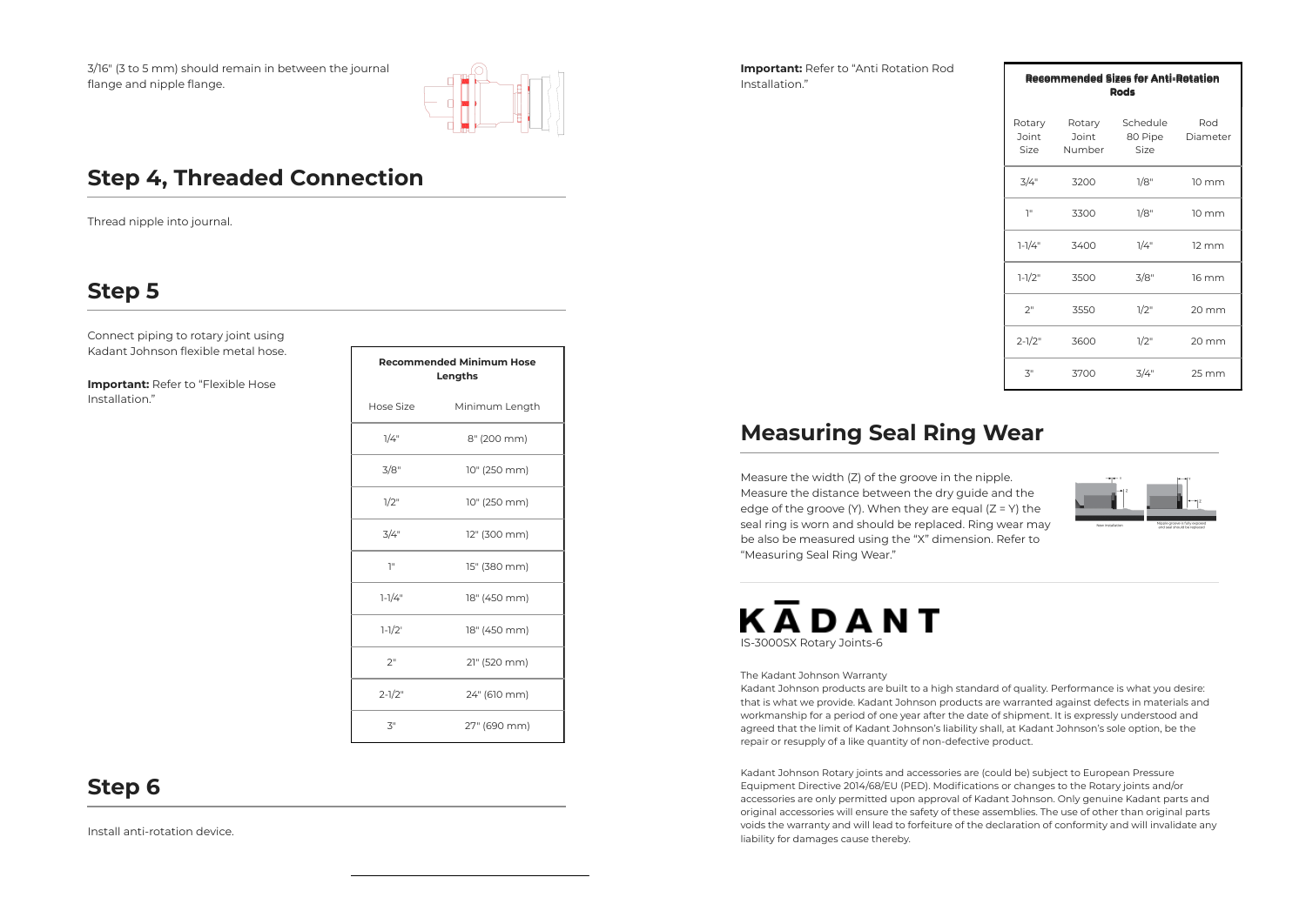3/16" (3 to 5 mm) should remain in between the journal flange and nipple flange.

## Step 4, Threaded Connection

Thread nipple into journal.

## Step 5

Connect piping to rotary joint using Kadant Johnson flexible metal hose.

**Important:** Refer to "Flexible Hose Installation."

| Recommended Minimum Hose Lengths | |
|---|---|
| Hose Size | Minimum Length |
| 1/4" | 8" (200 mm) |
| 3/8" | 10" (250 mm) |
| 1/2" | 10" (250 mm) |
| 3/4" | 12" (300 mm) |
| 1" | 15" (380 mm) |
| 1-1/4" | 18" (450 mm) |
| 1-1/2' | 18" (450 mm) |
| 2" | 21" (520 mm) |
| 2-1/2" | 24" (610 mm) |
| 3" | 27" (690 mm) |

## Step 6

Install anti-rotation device.

**Important:** Refer to "Anti Rotation Rod Installation."

| Recommended Sizes for Anti-Rotation Rods | | | |
|---|---|---|---|
| Rotary Joint Size | Rotary Joint Number | Schedule 80 Pipe Size | Rod Diameter |
| 3/4" | 3200 | 1/8" | 10 mm |
| 1" | 3300 | 1/8" | 10 mm |
| 1-1/4" | 3400 | 1/4" | 12 mm |
| 1-1/2" | 3500 | 3/8" | 16 mm |
| 2" | 3550 | 1/2" | 20 mm |
| 2-1/2" | 3600 | 1/2" | 20 mm |
| 3" | 3700 | 3/4" | 25 mm |

## Measuring Seal Ring Wear

Measure the width (Z) of the groove in the nipple. Measure the distance between the dry guide and the edge of the groove (Y). When they are equal (Z = Y) the seal ring is worn and should be replaced. Ring wear may be also be measured using the "X" dimension. Refer to "Measuring Seal Ring Wear."

KADANT

IS-3000SX Rotary Joints-6

The Kadant Johnson Warranty

Kadant Johnson products are built to a high standard of quality. Performance is what you desire: that is what we provide. Kadant Johnson products are warranted against defects in materials and workmanship for a period of one year after the date of shipment. It is expressly understood and agreed that the limit of Kadant Johnson's liability shall, at Kadant Johnson's sole option, be the repair or resupply of a like quantity of non-defective product.

Kadant Johnson Rotary joints and accessories are (could be) subject to European Pressure Equipment Directive 2014/68/EU (PED). Modifications or changes to the Rotary joints and/or accessories are only permitted upon approval of Kadant Johnson. Only genuine Kadant parts and original accessories will ensure the safety of these assemblies. The use of other than original parts voids the warranty and will lead to forfeiture of the declaration of conformity and will invalidate any liability for damages cause thereby.